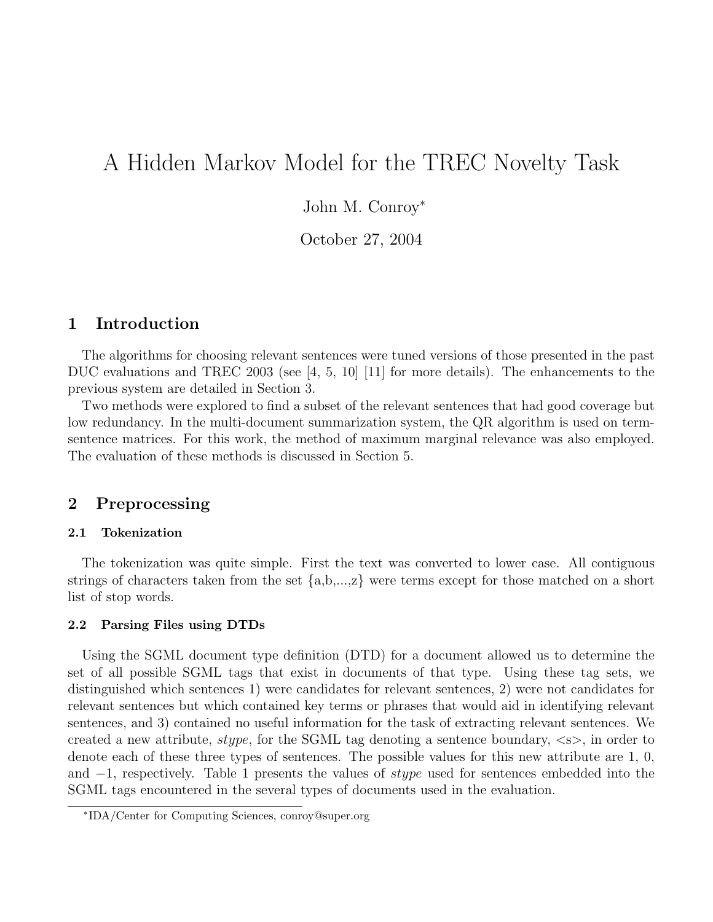# A Hidden Markov Model for the TREC Novelty Task

John M. Conroy*

October 27, 2004

## 1 Introduction

The algorithms for choosing relevant sentences were tuned versions of those presented in the past DUC evaluations and TREC 2003 (see [4, 5, 10] [11] for more details). The enhancements to the previous system are detailed in Section 3.

Two methods were explored to find a subset of the relevant sentences that had good coverage but low redundancy. In the multi-document summarization system, the QR algorithm is used on term-sentence matrices. For this work, the method of maximum marginal relevance was also employed. The evaluation of these methods is discussed in Section 5.

## 2 Preprocessing

### 2.1 Tokenization

The tokenization was quite simple. First the text was converted to lower case. All contiguous strings of characters taken from the set {a,b,...,z} were terms except for those matched on a short list of stop words.

### 2.2 Parsing Files using DTDs

Using the SGML document type definition (DTD) for a document allowed us to determine the set of all possible SGML tags that exist in documents of that type. Using these tag sets, we distinguished which sentences 1) were candidates for relevant sentences, 2) were not candidates for relevant sentences but which contained key terms or phrases that would aid in identifying relevant sentences, and 3) contained no useful information for the task of extracting relevant sentences. We created a new attribute, *stype*, for the SGML tag denoting a sentence boundary, <s>, in order to denote each of these three types of sentences. The possible values for this new attribute are 1, 0, and $-1$, respectively. Table 1 presents the values of *stype* used for sentences embedded into the SGML tags encountered in the several types of documents used in the evaluation.

---

*IDA/Center for Computing Sciences, conroy@super.org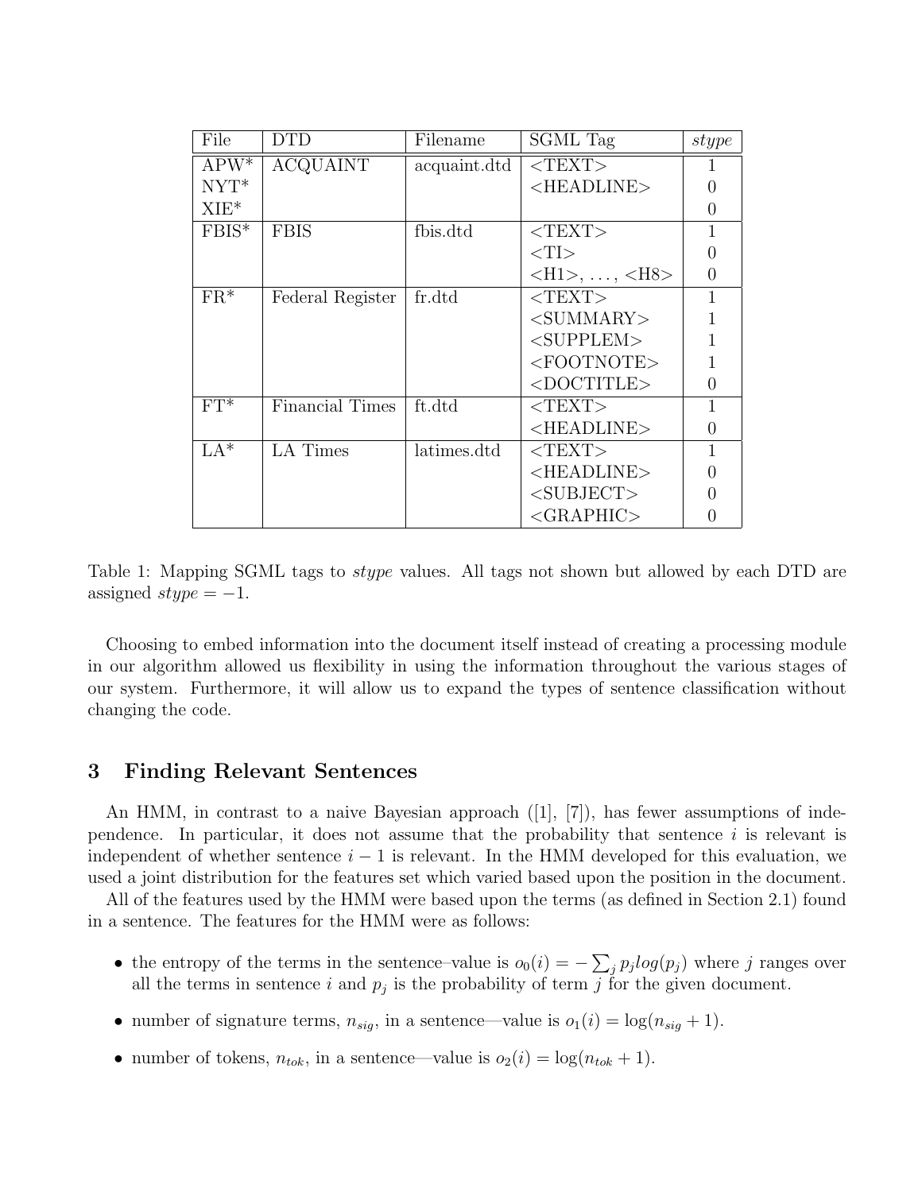| File | DTD | Filename | SGML Tag | *stype* |
|---|---|---|---|---|
| APW* | ACQUAINT | acquaint.dtd | <TEXT> | 1 |
| NYT* | | | <HEADLINE> | 0 |
| XIE* | | | | 0 |
| FBIS* | FBIS | fbis.dtd | <TEXT> | 1 |
| | | | <TI> | 0 |
| | | | <H1>, ..., <H8> | 0 |
| FR* | Federal Register | fr.dtd | <TEXT> | 1 |
| | | | <SUMMARY> | 1 |
| | | | <SUPPLEM> | 1 |
| | | | <FOOTNOTE> | 1 |
| | | | <DOCTITLE> | 0 |
| FT* | Financial Times | ft.dtd | <TEXT> | 1 |
| | | | <HEADLINE> | 0 |
| LA* | LA Times | latimes.dtd | <TEXT> | 1 |
| | | | <HEADLINE> | 0 |
| | | | <SUBJECT> | 0 |
| | | | <GRAPHIC> | 0 |

Table 1: Mapping SGML tags to *stype* values. All tags not shown but allowed by each DTD are assigned *stype* $= -1$.

Choosing to embed information into the document itself instead of creating a processing module in our algorithm allowed us flexibility in using the information throughout the various stages of our system. Furthermore, it will allow us to expand the types of sentence classification without changing the code.

## 3 Finding Relevant Sentences

An HMM, in contrast to a naive Bayesian approach ([1], [7]), has fewer assumptions of independence. In particular, it does not assume that the probability that sentence $i$ is relevant is independent of whether sentence $i-1$ is relevant. In the HMM developed for this evaluation, we used a joint distribution for the features set which varied based upon the position in the document.

All of the features used by the HMM were based upon the terms (as defined in Section 2.1) found in a sentence. The features for the HMM were as follows:

- the entropy of the terms in the sentence–value is $o_0(i) = -\sum_j p_j log(p_j)$ where $j$ ranges over all the terms in sentence $i$ and $p_j$ is the probability of term $j$ for the given document.
- number of signature terms, $n_{sig}$, in a sentence—value is $o_1(i) = \log(n_{sig} + 1)$.
- number of tokens, $n_{tok}$, in a sentence—value is $o_2(i) = \log(n_{tok} + 1)$.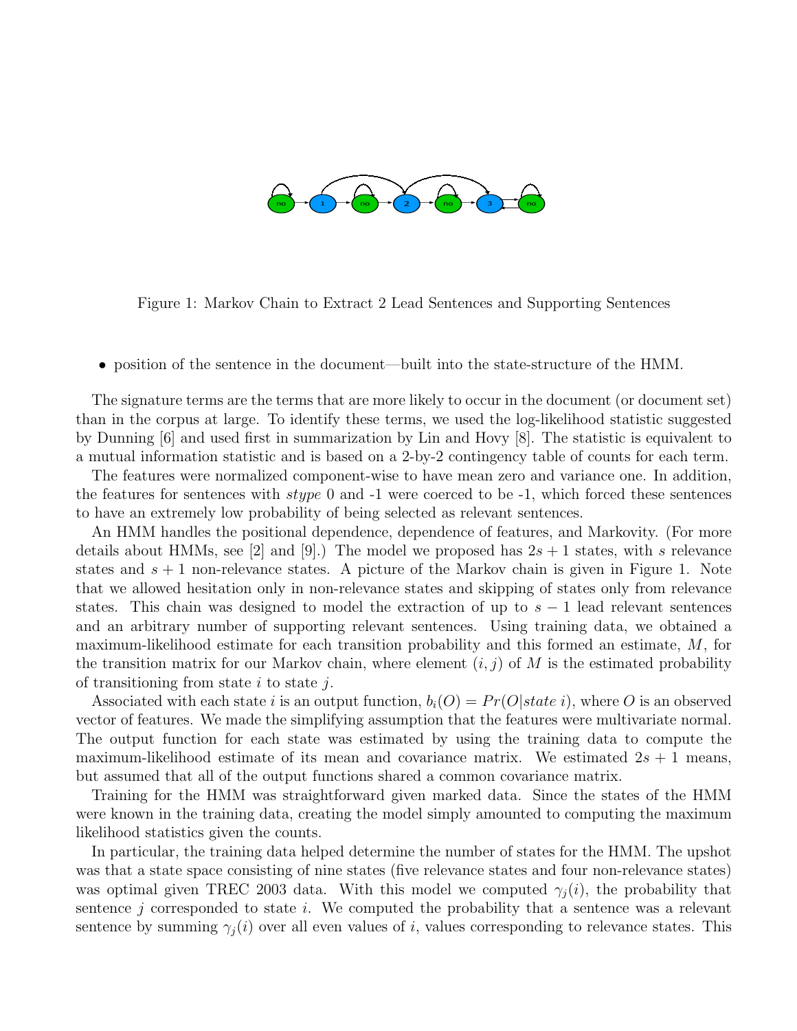Figure 1: Markov Chain to Extract 2 Lead Sentences and Supporting Sentences

- position of the sentence in the document—built into the state-structure of the HMM.

The signature terms are the terms that are more likely to occur in the document (or document set) than in the corpus at large. To identify these terms, we used the log-likelihood statistic suggested by Dunning [6] and used first in summarization by Lin and Hovy [8]. The statistic is equivalent to a mutual information statistic and is based on a 2-by-2 contingency table of counts for each term.

The features were normalized component-wise to have mean zero and variance one. In addition, the features for sentences with *stype* 0 and -1 were coerced to be -1, which forced these sentences to have an extremely low probability of being selected as relevant sentences.

An HMM handles the positional dependence, dependence of features, and Markovity. (For more details about HMMs, see [2] and [9].) The model we proposed has $2s + 1$ states, with $s$ relevance states and $s + 1$ non-relevance states. A picture of the Markov chain is given in Figure 1. Note that we allowed hesitation only in non-relevance states and skipping of states only from relevance states. This chain was designed to model the extraction of up to $s - 1$ lead relevant sentences and an arbitrary number of supporting relevant sentences. Using training data, we obtained a maximum-likelihood estimate for each transition probability and this formed an estimate, $M$, for the transition matrix for our Markov chain, where element $(i, j)$ of $M$ is the estimated probability of transitioning from state $i$ to state $j$.

Associated with each state $i$ is an output function, $b_i(O) = Pr(O|state\ i)$, where $O$ is an observed vector of features. We made the simplifying assumption that the features were multivariate normal. The output function for each state was estimated by using the training data to compute the maximum-likelihood estimate of its mean and covariance matrix. We estimated $2s + 1$ means, but assumed that all of the output functions shared a common covariance matrix.

Training for the HMM was straightforward given marked data. Since the states of the HMM were known in the training data, creating the model simply amounted to computing the maximum likelihood statistics given the counts.

In particular, the training data helped determine the number of states for the HMM. The upshot was that a state space consisting of nine states (five relevance states and four non-relevance states) was optimal given TREC 2003 data. With this model we computed $\gamma_j(i)$, the probability that sentence $j$ corresponded to state $i$. We computed the probability that a sentence was a relevant sentence by summing $\gamma_j(i)$ over all even values of $i$, values corresponding to relevance states. This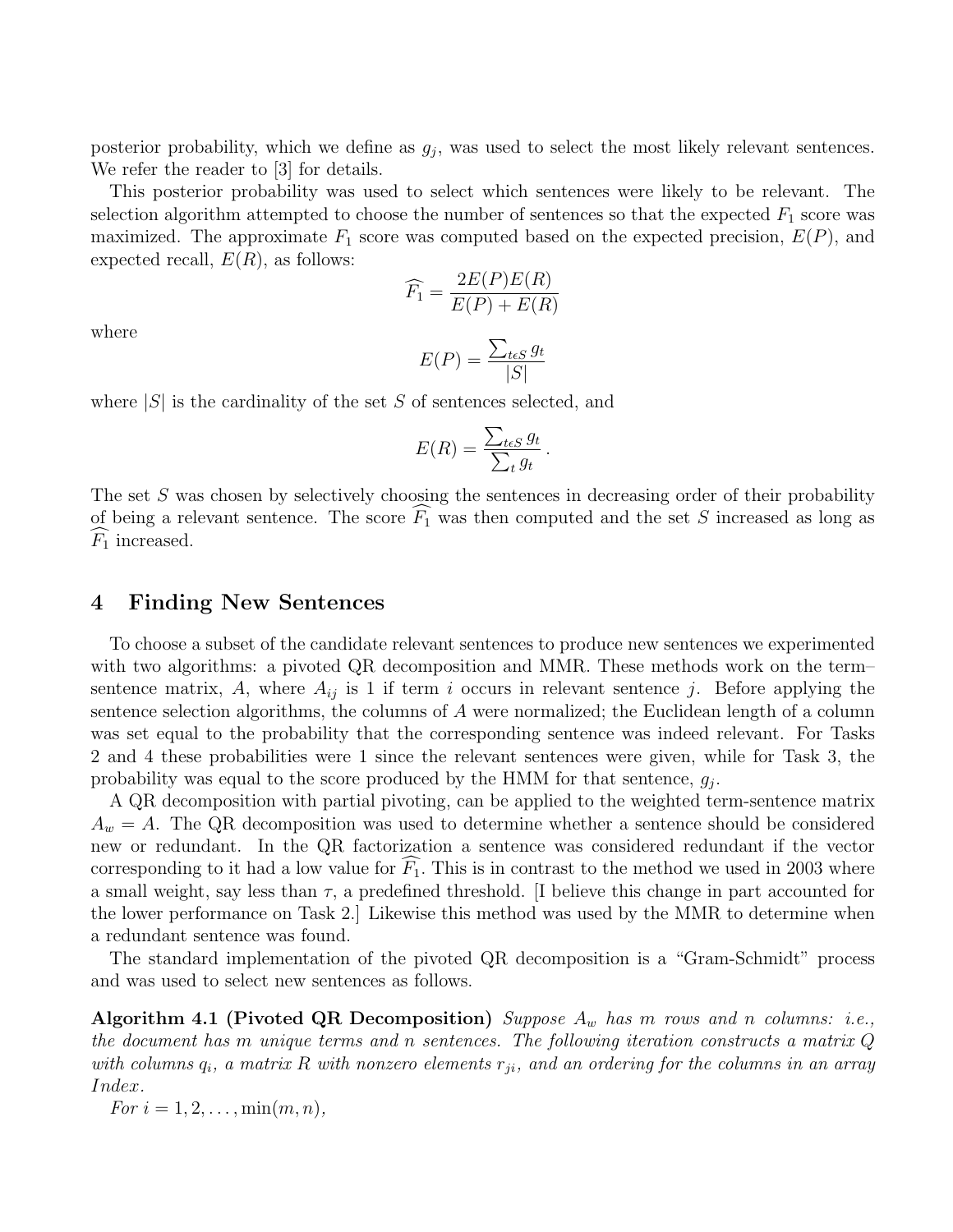posterior probability, which we define as $g_j$, was used to select the most likely relevant sentences. We refer the reader to [3] for details.

This posterior probability was used to select which sentences were likely to be relevant. The selection algorithm attempted to choose the number of sentences so that the expected $F_1$ score was maximized. The approximate $F_1$ score was computed based on the expected precision, $E(P)$, and expected recall, $E(R)$, as follows:

$$\widehat{F_1} = \frac{2E(P)E(R)}{E(P) + E(R)}$$

where

$$E(P) = \frac{\sum_{t \epsilon S} g_t}{|S|}$$

where $|S|$ is the cardinality of the set $S$ of sentences selected, and

$$E(R) = \frac{\sum_{t \epsilon S} g_t}{\sum_t g_t}.$$

The set $S$ was chosen by selectively choosing the sentences in decreasing order of their probability of being a relevant sentence. The score $\widehat{F_1}$ was then computed and the set $S$ increased as long as $\widehat{F_1}$ increased.

## 4 Finding New Sentences

To choose a subset of the candidate relevant sentences to produce new sentences we experimented with two algorithms: a pivoted QR decomposition and MMR. These methods work on the term–sentence matrix, $A$, where $A_{ij}$ is 1 if term $i$ occurs in relevant sentence $j$. Before applying the sentence selection algorithms, the columns of $A$ were normalized; the Euclidean length of a column was set equal to the probability that the corresponding sentence was indeed relevant. For Tasks 2 and 4 these probabilities were 1 since the relevant sentences were given, while for Task 3, the probability was equal to the score produced by the HMM for that sentence, $g_j$.

A QR decomposition with partial pivoting, can be applied to the weighted term-sentence matrix $A_w = A$. The QR decomposition was used to determine whether a sentence should be considered new or redundant. In the QR factorization a sentence was considered redundant if the vector corresponding to it had a low value for $\widehat{F_1}$. This is in contrast to the method we used in 2003 where a small weight, say less than $\tau$, a predefined threshold. [I believe this change in part accounted for the lower performance on Task 2.] Likewise this method was used by the MMR to determine when a redundant sentence was found.

The standard implementation of the pivoted QR decomposition is a "Gram-Schmidt" process and was used to select new sentences as follows.

**Algorithm 4.1 (Pivoted QR Decomposition)** *Suppose $A_w$ has $m$ rows and $n$ columns: i.e., the document has $m$ unique terms and $n$ sentences. The following iteration constructs a matrix $Q$ with columns $q_i$, a matrix $R$ with nonzero elements $r_{ji}$, and an ordering for the columns in an array Index.*

*For $i = 1, 2, \ldots, \min(m, n)$,*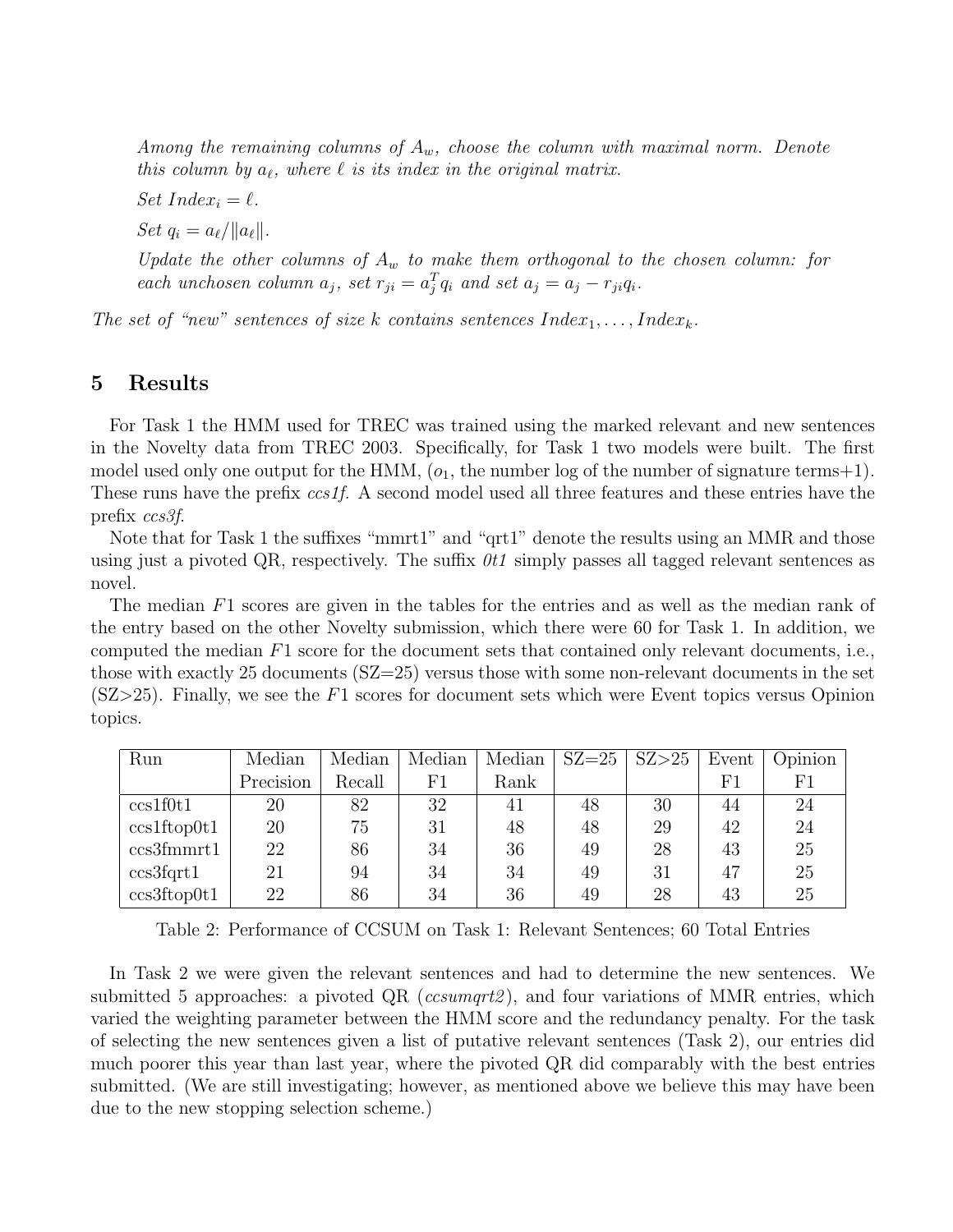*Among the remaining columns of $A_w$, choose the column with maximal norm. Denote this column by $a_\ell$, where $\ell$ is its index in the original matrix.*

*Set $Index_i = \ell$.*

*Set $q_i = a_\ell / \|a_\ell\|$.*

*Update the other columns of $A_w$ to make them orthogonal to the chosen column: for each unchosen column $a_j$, set $r_{ji} = a_j^T q_i$ and set $a_j = a_j - r_{ji} q_i$.*

*The set of "new" sentences of size $k$ contains sentences $Index_1, \ldots, Index_k$.*

## 5 Results

For Task 1 the HMM used for TREC was trained using the marked relevant and new sentences in the Novelty data from TREC 2003. Specifically, for Task 1 two models were built. The first model used only one output for the HMM, ($o_1$, the number log of the number of signature terms+1). These runs have the prefix *ccs1f.* A second model used all three features and these entries have the prefix *ccs3f*.

Note that for Task 1 the suffixes "mmrt1" and "qrt1" denote the results using an MMR and those using just a pivoted QR, respectively. The suffix *0t1* simply passes all tagged relevant sentences as novel.

The median $F1$ scores are given in the tables for the entries and as well as the median rank of the entry based on the other Novelty submission, which there were 60 for Task 1. In addition, we computed the median $F1$ score for the document sets that contained only relevant documents, i.e., those with exactly 25 documents (SZ=25) versus those with some non-relevant documents in the set (SZ>25). Finally, we see the $F1$ scores for document sets which were Event topics versus Opinion topics.

| Run | Median Precision | Median Recall | Median F1 | Median Rank | SZ=25 | SZ>25 | Event F1 | Opinion F1 |
|---|---|---|---|---|---|---|---|---|
| ccs1f0t1 | 20 | 82 | 32 | 41 | 48 | 30 | 44 | 24 |
| ccs1ftop0t1 | 20 | 75 | 31 | 48 | 48 | 29 | 42 | 24 |
| ccs3fmmrt1 | 22 | 86 | 34 | 36 | 49 | 28 | 43 | 25 |
| ccs3fqrt1 | 21 | 94 | 34 | 34 | 49 | 31 | 47 | 25 |
| ccs3ftop0t1 | 22 | 86 | 34 | 36 | 49 | 28 | 43 | 25 |

Table 2: Performance of CCSUM on Task 1: Relevant Sentences; 60 Total Entries

In Task 2 we were given the relevant sentences and had to determine the new sentences. We submitted 5 approaches: a pivoted QR (*ccsumqrt2*), and four variations of MMR entries, which varied the weighting parameter between the HMM score and the redundancy penalty. For the task of selecting the new sentences given a list of putative relevant sentences (Task 2), our entries did much poorer this year than last year, where the pivoted QR did comparably with the best entries submitted. (We are still investigating; however, as mentioned above we believe this may have been due to the new stopping selection scheme.)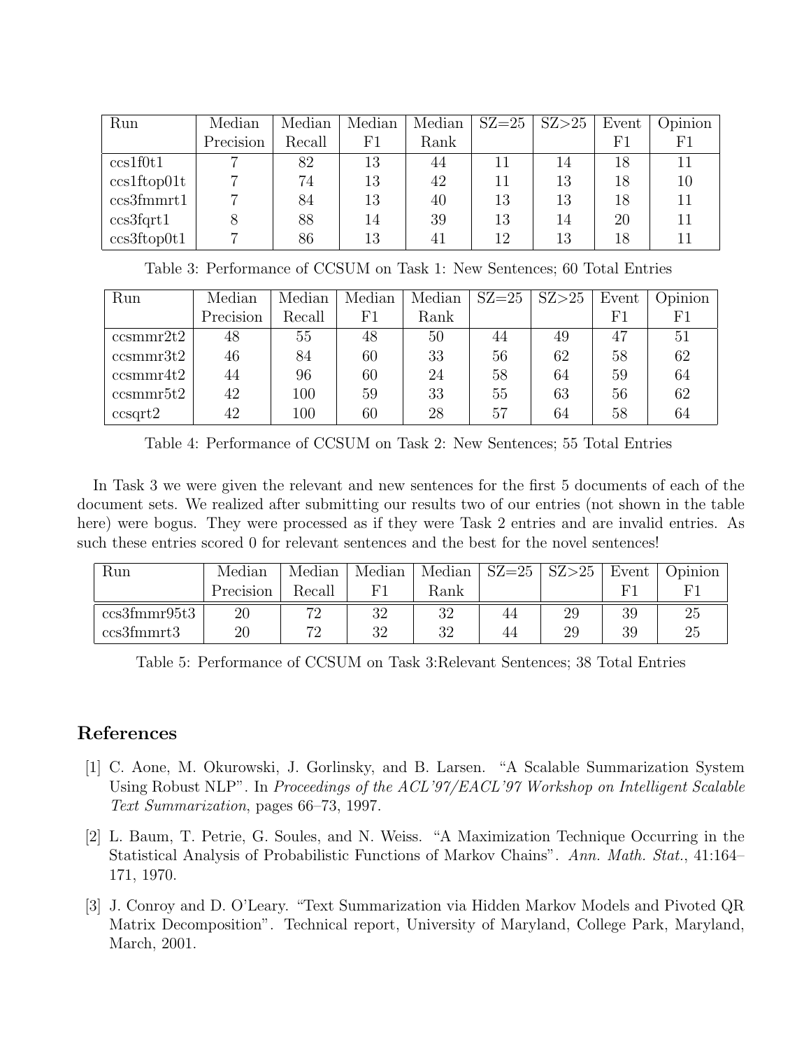| Run | Median Precision | Median Recall | Median F1 | Median Rank | SZ=25 | SZ>25 | Event F1 | Opinion F1 |
|---|---|---|---|---|---|---|---|---|
| ccs1f0t1 | 7 | 82 | 13 | 44 | 11 | 14 | 18 | 11 |
| ccs1ftop01t | 7 | 74 | 13 | 42 | 11 | 13 | 18 | 10 |
| ccs3fmmrt1 | 7 | 84 | 13 | 40 | 13 | 13 | 18 | 11 |
| ccs3fqrt1 | 8 | 88 | 14 | 39 | 13 | 14 | 20 | 11 |
| ccs3ftop0t1 | 7 | 86 | 13 | 41 | 12 | 13 | 18 | 11 |

Table 3: Performance of CCSUM on Task 1: New Sentences; 60 Total Entries

| Run | Median Precision | Median Recall | Median F1 | Median Rank | SZ=25 | SZ>25 | Event F1 | Opinion F1 |
|---|---|---|---|---|---|---|---|---|
| ccsmmr2t2 | 48 | 55 | 48 | 50 | 44 | 49 | 47 | 51 |
| ccsmmr3t2 | 46 | 84 | 60 | 33 | 56 | 62 | 58 | 62 |
| ccsmmr4t2 | 44 | 96 | 60 | 24 | 58 | 64 | 59 | 64 |
| ccsmmr5t2 | 42 | 100 | 59 | 33 | 55 | 63 | 56 | 62 |
| ccsqrt2 | 42 | 100 | 60 | 28 | 57 | 64 | 58 | 64 |

Table 4: Performance of CCSUM on Task 2: New Sentences; 55 Total Entries

In Task 3 we were given the relevant and new sentences for the first 5 documents of each of the document sets. We realized after submitting our results two of our entries (not shown in the table here) were bogus. They were processed as if they were Task 2 entries and are invalid entries. As such these entries scored 0 for relevant sentences and the best for the novel sentences!

| Run | Median Precision | Median Recall | Median F1 | Median Rank | SZ=25 | SZ>25 | Event F1 | Opinion F1 |
|---|---|---|---|---|---|---|---|---|
| ccs3fmmr95t3 | 20 | 72 | 32 | 32 | 44 | 29 | 39 | 25 |
| ccs3fmmrt3 | 20 | 72 | 32 | 32 | 44 | 29 | 39 | 25 |

Table 5: Performance of CCSUM on Task 3:Relevant Sentences; 38 Total Entries

## References

[1] C. Aone, M. Okurowski, J. Gorlinsky, and B. Larsen. "A Scalable Summarization System Using Robust NLP". In *Proceedings of the ACL'97/EACL'97 Workshop on Intelligent Scalable Text Summarization*, pages 66–73, 1997.

[2] L. Baum, T. Petrie, G. Soules, and N. Weiss. "A Maximization Technique Occurring in the Statistical Analysis of Probabilistic Functions of Markov Chains". *Ann. Math. Stat.*, 41:164–171, 1970.

[3] J. Conroy and D. O'Leary. "Text Summarization via Hidden Markov Models and Pivoted QR Matrix Decomposition". Technical report, University of Maryland, College Park, Maryland, March, 2001.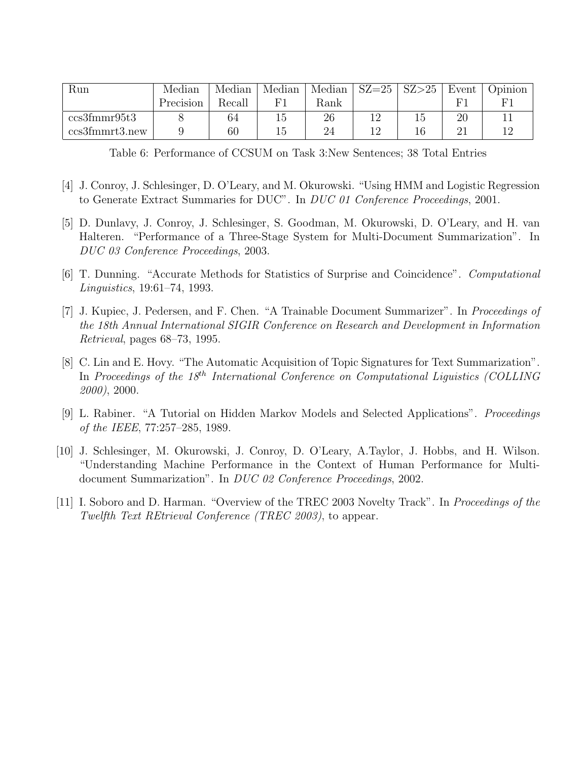| Run | Median Precision | Median Recall | Median F1 | Median Rank | SZ=25 | SZ>25 | Event F1 | Opinion F1 |
|---|---|---|---|---|---|---|---|---|
| ccs3fmmr95t3 | 8 | 64 | 15 | 26 | 12 | 15 | 20 | 11 |
| ccs3fmmrt3.new | 9 | 60 | 15 | 24 | 12 | 16 | 21 | 12 |

Table 6: Performance of CCSUM on Task 3:New Sentences; 38 Total Entries

[4] J. Conroy, J. Schlesinger, D. O'Leary, and M. Okurowski. "Using HMM and Logistic Regression to Generate Extract Summaries for DUC". In *DUC 01 Conference Proceedings*, 2001.

[5] D. Dunlavy, J. Conroy, J. Schlesinger, S. Goodman, M. Okurowski, D. O'Leary, and H. van Halteren. "Performance of a Three-Stage System for Multi-Document Summarization". In *DUC 03 Conference Proceedings*, 2003.

[6] T. Dunning. "Accurate Methods for Statistics of Surprise and Coincidence". *Computational Linguistics*, 19:61–74, 1993.

[7] J. Kupiec, J. Pedersen, and F. Chen. "A Trainable Document Summarizer". In *Proceedings of the 18th Annual International SIGIR Conference on Research and Development in Information Retrieval*, pages 68–73, 1995.

[8] C. Lin and E. Hovy. "The Automatic Acquisition of Topic Signatures for Text Summarization". In *Proceedings of the 18$^{th}$ International Conference on Computational Liguistics (COLLING 2000)*, 2000.

[9] L. Rabiner. "A Tutorial on Hidden Markov Models and Selected Applications". *Proceedings of the IEEE*, 77:257–285, 1989.

[10] J. Schlesinger, M. Okurowski, J. Conroy, D. O'Leary, A.Taylor, J. Hobbs, and H. Wilson. "Understanding Machine Performance in the Context of Human Performance for Multi-document Summarization". In *DUC 02 Conference Proceedings*, 2002.

[11] I. Soboro and D. Harman. "Overview of the TREC 2003 Novelty Track". In *Proceedings of the Twelfth Text REtrieval Conference (TREC 2003)*, to appear.